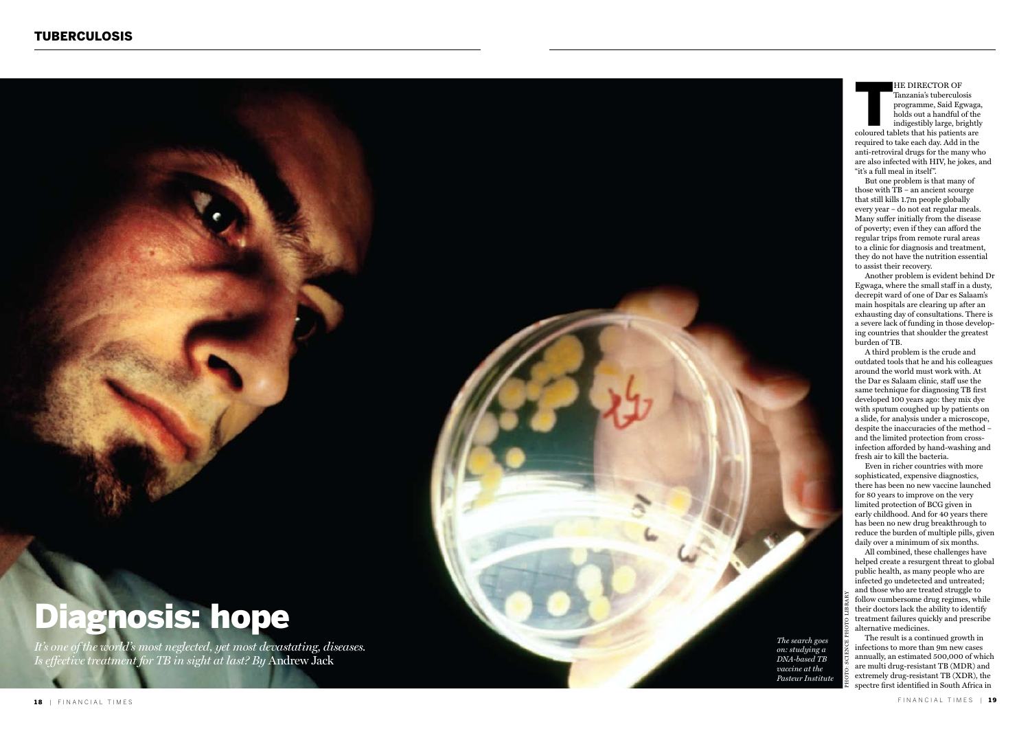# Diagnosis: hope

*It's one of the world's most neglected, yet most devastating, diseases. Is effective treatment for TB in sight at last? By* Andrew Jack

*The search goes on: studying a DNA-based TB vaccine at the Pasteur Institute*

PHOTO: SCIENCE PHOTO LIBRARY

THE DIRECTOR OF Tanzania's tuberculosis programme, Said Egwaga, holds out a handful of the indigestibly large, brightly coloured tablets that his patients are required to take each day. Add in the anti-retroviral drugs for the many who are also infected with HIV, he jokes, and "it's a full meal in itself".

But one problem is that many of those with TB – an ancient scourge that still kills 1.7m people globally every year – do not eat regular meals. Many suffer initially from the disease of poverty; even if they can afford the regular trips from remote rural areas to a clinic for diagnosis and treatment, they do not have the nutrition essential to assist their recovery.

Another problem is evident behind Dr Egwaga, where the small staff in a dusty, decrepit ward of one of Dar es Salaam's main hospitals are clearing up after an exhausting day of consultations. There is a severe lack of funding in those developing countries that shoulder the greatest burden of TB.

A third problem is the crude and outdated tools that he and his colleagues around the world must work with. At the Dar es Salaam clinic, staff use the same technique for diagnosing TB first developed 100 years ago: they mix dye with sputum coughed up by patients on a slide, for analysis under a microscope, despite the inaccuracies of the method – and the limited protection from cross-infection afforded by hand-washing and fresh air to kill the bacteria.

Even in richer countries with more sophisticated, expensive diagnostics, there has been no new vaccine launched for 80 years to improve on the very limited protection of BCG given in early childhood. And for 40 years there has been no new drug breakthrough to reduce the burden of multiple pills, given daily over a minimum of six months.

All combined, these challenges have helped create a resurgent threat to global public health, as many people who are infected go undetected and untreated; and those who are treated struggle to follow cumbersome drug regimes, while their doctors lack the ability to identify treatment failures quickly and prescribe alternative medicines.

The result is a continued growth in infections to more than 9m new cases annually, an estimated 500,000 of which are multi drug-resistant TB (MDR) and extremely drug-resistant TB (XDR), the spectre first identified in South Africa in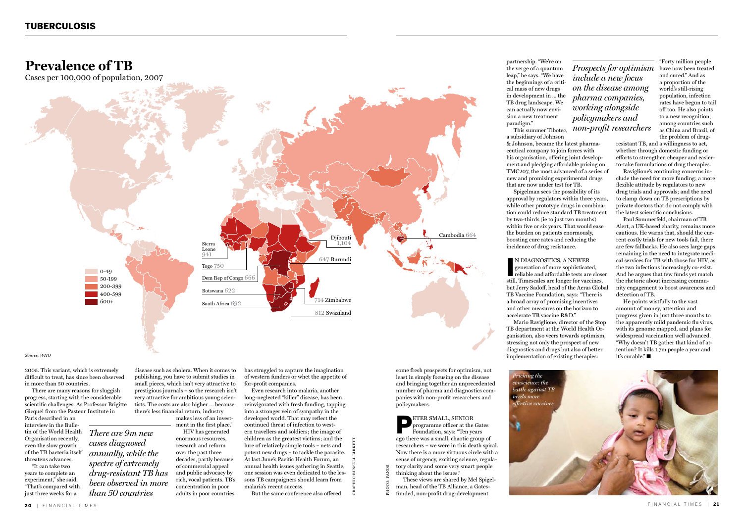## Prevalence of TB

Cases per 100,000 of population, 2007

0-49
50-199
200-399
400-599
600+

Sierra Leone 941
Togo 750
Dem Rep of Congo 666
Botswana 622
South Africa 692
Djibouti 1,104
647 Burundi
714 Zimbabwe
812 Swaziland
Cambodia 664

Source: WHO

2005. This variant, which is extremely difficult to treat, has since been observed in more than 50 countries.

There are many reasons for sluggish progress, starting with the considerable scientific challenges. As Professor Brigitte Gicquel from the Pasteur Institute in Paris described in an interview in the Bulletin of the World Health Organisation recently, even the slow growth of the TB bacteria itself threatens advances.

"It can take two years to complete an experiment," she said. "That's compared with just three weeks for a disease such as cholera. When it comes to publishing, you have to submit studies in small pieces, which isn't very attractive to prestigious journals – so the research isn't very attractive for ambitious young scientists. The costs are also higher ... because there's less financial return, industry makes less of an investment in the first place."

*There are 9m new cases diagnosed annually, while the spectre of extremely drug-resistant TB has been observed in more than 50 countries*

HIV has generated enormous resources, research and reform over the past three decades, partly because of commercial appeal and public advocacy by rich, vocal patients. TB's concentration in poor adults in poor countries has struggled to capture the imagination of western funders or whet the appetite of for-profit companies.

Even research into malaria, another long-neglected "killer" disease, has been reinvigorated with fresh funding, tapping into a stronger vein of sympathy in the developed world. That may reflect the continued threat of infection to western travellers and soldiers; the image of children as the greatest victims; and the lure of relatively simple tools – nets and potent new drugs – to tackle the parasite. At last June's Pacific Health Forum, an annual health issues gathering in Seattle, one session was even dedicated to the lessons TB campaigners should learn from malaria's recent success.

But the same conference also offered some fresh prospects for optimism, not least in simply focusing on the disease and bringing together an unprecedented number of pharma and diagnostics companies with non-profit researchers and policymakers.

Peter Small, senior programme officer at the Gates Foundation, says: "Ten years ago there was a small, chaotic group of researchers – we were in this death spiral. Now there is a more virtuous circle with a sense of urgency, exciting science, regulatory clarity and some very smart people thinking about the issues."

These views are shared by Mel Spigelman, head of the TB Alliance, a Gates-funded, non-profit drug-development partnership. "We're on the verge of a quantum leap," he says. "We have the beginnings of a critical mass of new drugs in development in ... the TB drug landscape. We can actually now envision a new treatment paradigm."

*Prospects for optimism include a new focus on the disease among pharma companies, working alongside policymakers and non-profit researchers*

This summer Tibotec, a subsidiary of Johnson & Johnson, became the latest pharmaceutical company to join forces with his organisation, offering joint development and pledging affordable pricing on TMC207, the most advanced of a series of new and promising experimental drugs that are now under test for TB.

Spigelman sees the possibility of its approval by regulators within three years, while other prototype drugs in combination could reduce standard TB treatment by two-thirds (ie to just two months) within five or six years. That would ease the burden on patients enormously, boosting cure rates and reducing the incidence of drug resistance.

In diagnostics, a newer generation of more sophisticated, reliable and affordable tests are closer still. Timescales are longer for vaccines, but Jerry Sadoff, head of the Aeras Global TB Vaccine Foundation, says: "There is a broad array of promising incentives and other measures on the horizon to accelerate TB vaccine R&D."

Mario Raviglione, director of the Stop TB department at the World Health Organisation, also veers towards optimism, stressing not only the prospect of new diagnostics and drugs but also of better implementation of existing therapies: "Forty million people have now been treated and cured." And as a proportion of the world's still-rising population, infection rates have begun to tail off too. He also points to a new recognition, among countries such as China and Brazil, of the problem of drug-resistant TB, and a willingness to act, whether through domestic funding or efforts to strengthen cheaper and easier-to-take formulations of drug therapies.

Raviglione's continuing concerns include the need for more funding; a more flexible attitude by regulators to new drug trials and approvals; and the need to clamp down on TB prescriptions by private doctors that do not comply with the latest scientific conclusions.

Paul Sommerfeld, chairman of TB Alert, a UK-based charity, remains more cautious. He warns that, should the current costly trials for new tools fail, there are few fallbacks. He also sees large gaps remaining in the need to integrate medical services for TB with those for HIV, as the two infections increasingly co-exist. And he argues that few funds yet match the rhetoric about increasing community engagement to boost awareness and detection of TB.

He points wistfully to the vast amount of money, attention and progress given in just three months to the apparently mild pandemic flu virus, with its genome mapped, and plans for widespread vaccination well advanced. "Why doesn't TB gather that kind of attention? It kills 1.7m people a year and it's curable." ■

*Pricking the conscience: the battle against TB needs more effective vaccines*

Graphic: Russell Birkett
Photo: Panos